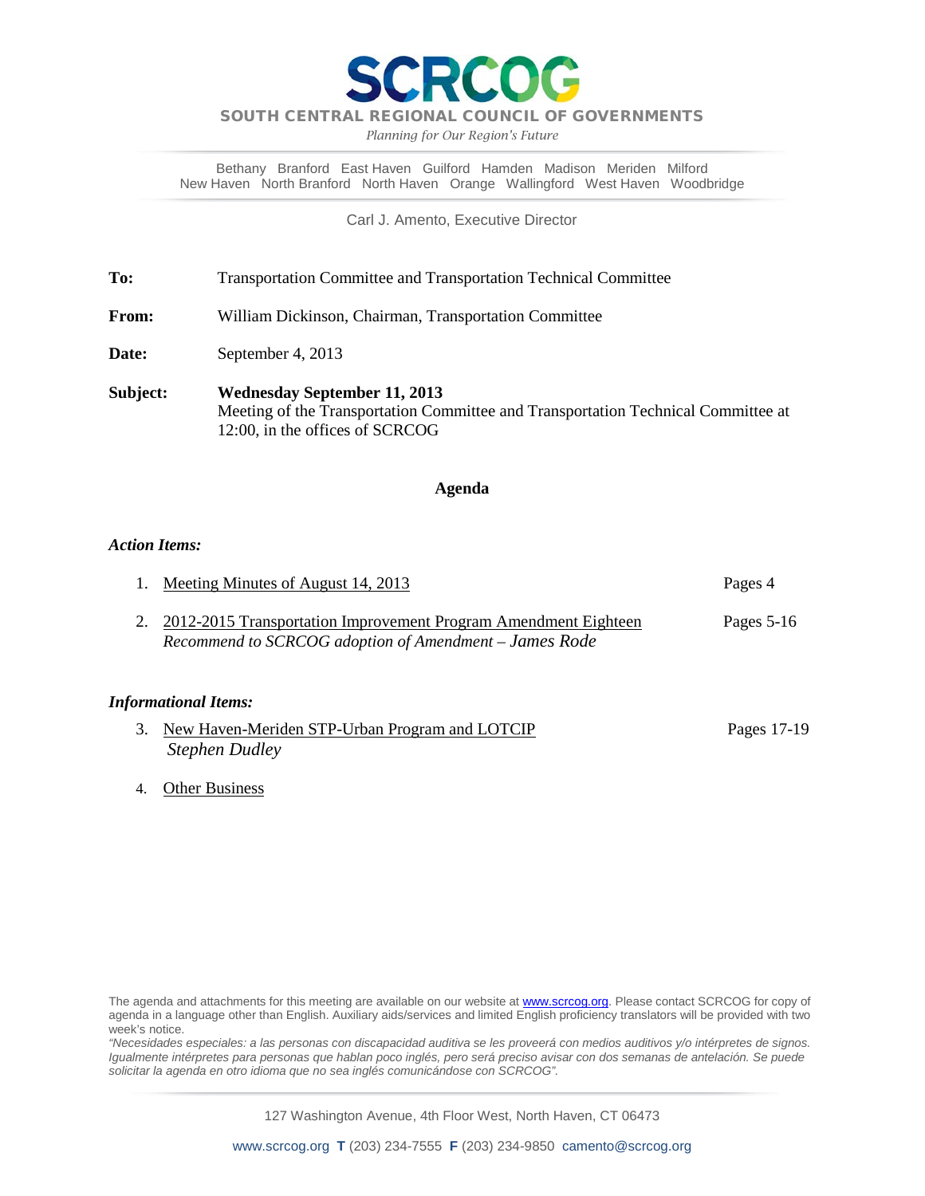# SCRCOG

**SOUTH CENTRAL REGIONAL COUNCIL OF GOVERNMENTS**

*Planning for Our Region's Future*

Bethany Branford East Haven Guilford Hamden Madison Meriden Milford
New Haven North Branford North Haven Orange Wallingford West Haven Woodbridge

Carl J. Amento, Executive Director

**To:** Transportation Committee and Transportation Technical Committee

**From:** William Dickinson, Chairman, Transportation Committee

**Date:** September 4, 2013

**Subject:** **Wednesday September 11, 2013**
Meeting of the Transportation Committee and Transportation Technical Committee at 12:00, in the offices of SCRCOG

## Agenda

### *Action Items:*

1. Meeting Minutes of August 14, 2013 — Pages 4
2. 2012-2015 Transportation Improvement Program Amendment Eighteen — Pages 5-16
   *Recommend to SCRCOG adoption of Amendment – James Rode*

### *Informational Items:*

3. New Haven-Meriden STP-Urban Program and LOTCIP — Pages 17-19
   *Stephen Dudley*
4. Other Business

The agenda and attachments for this meeting are available on our website at www.scrcog.org. Please contact SCRCOG for copy of agenda in a language other than English. Auxiliary aids/services and limited English proficiency translators will be provided with two week's notice.

*"Necesidades especiales: a las personas con discapacidad auditiva se les proveerá con medios auditivos y/o intérpretes de signos. Igualmente intérpretes para personas que hablan poco inglés, pero será preciso avisar con dos semanas de antelación. Se puede solicitar la agenda en otro idioma que no sea inglés comunicándose con SCRCOG".*

127 Washington Avenue, 4th Floor West, North Haven, CT 06473

www.scrcog.org **T** (203) 234-7555 **F** (203) 234-9850 camento@scrcog.org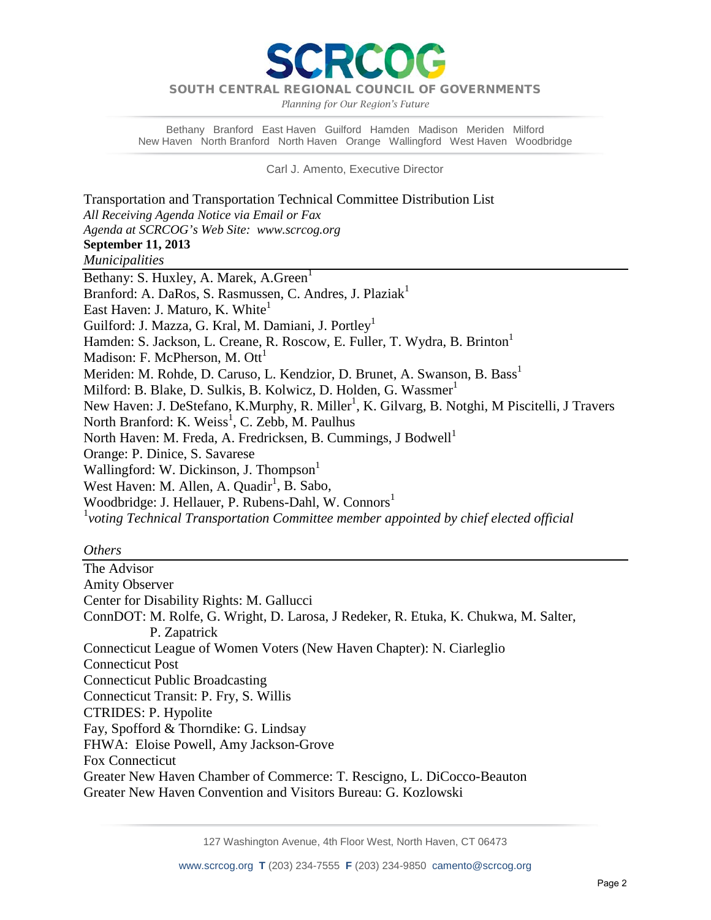# SCRCOG

SOUTH CENTRAL REGIONAL COUNCIL OF GOVERNMENTS

*Planning for Our Region's Future*

Bethany Branford East Haven Guilford Hamden Madison Meriden Milford
New Haven North Branford North Haven Orange Wallingford West Haven Woodbridge

Carl J. Amento, Executive Director

Transportation and Transportation Technical Committee Distribution List
*All Receiving Agenda Notice via Email or Fax*
*Agenda at SCRCOG's Web Site: www.scrcog.org*
**September 11, 2013**

*Municipalities*

---

Bethany: S. Huxley, A. Marek, A.Green[1]
Branford: A. DaRos, S. Rasmussen, C. Andres, J. Plaziak[1]
East Haven: J. Maturo, K. White[1]
Guilford: J. Mazza, G. Kral, M. Damiani, J. Portley[1]
Hamden: S. Jackson, L. Creane, R. Roscow, E. Fuller, T. Wydra, B. Brinton[1]
Madison: F. McPherson, M. Ott[1]
Meriden: M. Rohde, D. Caruso, L. Kendzior, D. Brunet, A. Swanson, B. Bass[1]
Milford: B. Blake, D. Sulkis, B. Kolwicz, D. Holden, G. Wassmer[1]
New Haven: J. DeStefano, K.Murphy, R. Miller[1], K. Gilvarg, B. Notghi, M Piscitelli, J Travers
North Branford: K. Weiss[1], C. Zebb, M. Paulhus
North Haven: M. Freda, A. Fredricksen, B. Cummings, J Bodwell[1]
Orange: P. Dinice, S. Savarese
Wallingford: W. Dickinson, J. Thompson[1]
West Haven: M. Allen, A. Quadir[1], B. Sabo,
Woodbridge: J. Hellauer, P. Rubens-Dahl, W. Connors[1]
[1]*voting Technical Transportation Committee member appointed by chief elected official*

*Others*

---

The Advisor
Amity Observer
Center for Disability Rights: M. Gallucci
ConnDOT: M. Rolfe, G. Wright, D. Larosa, J Redeker, R. Etuka, K. Chukwa, M. Salter, P. Zapatrick
Connecticut League of Women Voters (New Haven Chapter): N. Ciarleglio
Connecticut Post
Connecticut Public Broadcasting
Connecticut Transit: P. Fry, S. Willis
CTRIDES: P. Hypolite
Fay, Spofford & Thorndike: G. Lindsay
FHWA: Eloise Powell, Amy Jackson-Grove
Fox Connecticut
Greater New Haven Chamber of Commerce: T. Rescigno, L. DiCocco-Beauton
Greater New Haven Convention and Visitors Bureau: G. Kozlowski

127 Washington Avenue, 4th Floor West, North Haven, CT 06473

www.scrcog.org T (203) 234-7555 F (203) 234-9850 camento@scrcog.org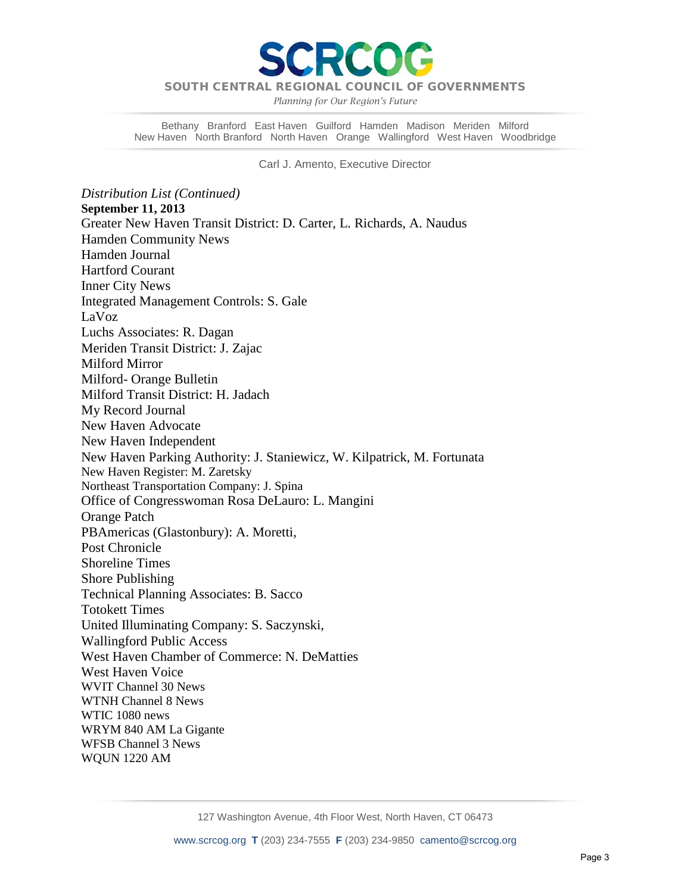*Distribution List (Continued)*

**September 11, 2013**

Greater New Haven Transit District: D. Carter, L. Richards, A. Naudus
Hamden Community News
Hamden Journal
Hartford Courant
Inner City News
Integrated Management Controls: S. Gale
LaVoz
Luchs Associates: R. Dagan
Meriden Transit District: J. Zajac
Milford Mirror
Milford- Orange Bulletin
Milford Transit District: H. Jadach
My Record Journal
New Haven Advocate
New Haven Independent
New Haven Parking Authority: J. Staniewicz, W. Kilpatrick, M. Fortunata
New Haven Register: M. Zaretsky
Northeast Transportation Company: J. Spina
Office of Congresswoman Rosa DeLauro: L. Mangini
Orange Patch
PBAmericas (Glastonbury): A. Moretti,
Post Chronicle
Shoreline Times
Shore Publishing
Technical Planning Associates: B. Sacco
Totokett Times
United Illuminating Company: S. Saczynski,
Wallingford Public Access
West Haven Chamber of Commerce: N. DeMatties
West Haven Voice
WVIT Channel 30 News
WTNH Channel 8 News
WTIC 1080 news
WRYM 840 AM La Gigante
WFSB Channel 3 News
WQUN 1220 AM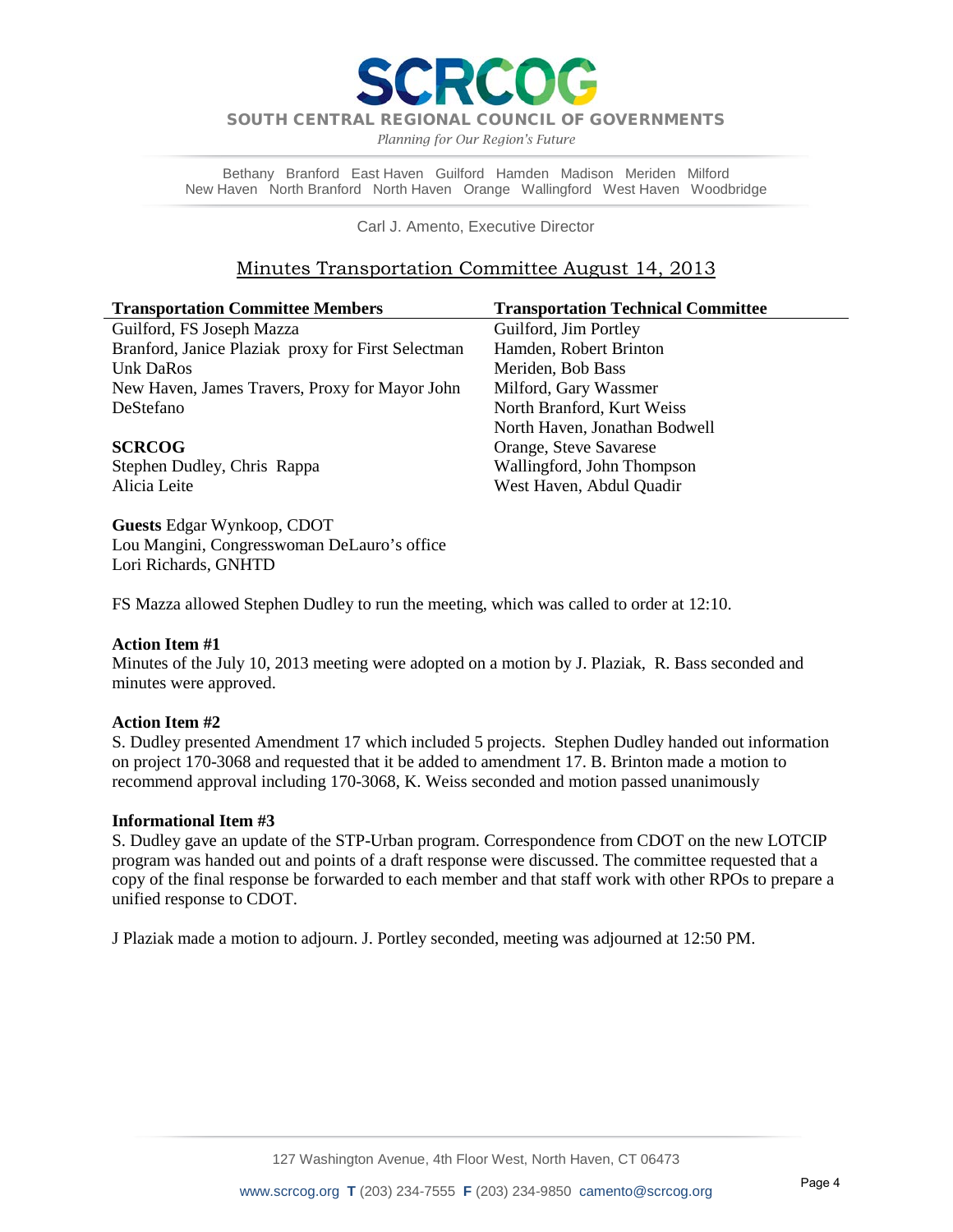# SCRCOG

SOUTH CENTRAL REGIONAL COUNCIL OF GOVERNMENTS

*Planning for Our Region's Future*

Bethany Branford East Haven Guilford Hamden Madison Meriden Milford
New Haven North Branford North Haven Orange Wallingford West Haven Woodbridge

Carl J. Amento, Executive Director

## Minutes Transportation Committee August 14, 2013

| **Transportation Committee Members** | **Transportation Technical Committee** |
|---|---|
| Guilford, FS Joseph Mazza | Guilford, Jim Portley |
| Branford, Janice Plaziak proxy for First Selectman Unk DaRos | Hamden, Robert Brinton |
| New Haven, James Travers, Proxy for Mayor John DeStefano | Meriden, Bob Bass |
| | Milford, Gary Wassmer |
| | North Branford, Kurt Weiss |
| | North Haven, Jonathan Bodwell |
| **SCRCOG** | Orange, Steve Savarese |
| Stephen Dudley, Chris Rappa | Wallingford, John Thompson |
| Alicia Leite | West Haven, Abdul Quadir |

**Guests** Edgar Wynkoop, CDOT
Lou Mangini, Congresswoman DeLauro's office
Lori Richards, GNHTD

FS Mazza allowed Stephen Dudley to run the meeting, which was called to order at 12:10.

**Action Item #1**
Minutes of the July 10, 2013 meeting were adopted on a motion by J. Plaziak, R. Bass seconded and minutes were approved.

**Action Item #2**
S. Dudley presented Amendment 17 which included 5 projects. Stephen Dudley handed out information on project 170-3068 and requested that it be added to amendment 17. B. Brinton made a motion to recommend approval including 170-3068, K. Weiss seconded and motion passed unanimously

**Informational Item #3**
S. Dudley gave an update of the STP-Urban program. Correspondence from CDOT on the new LOTCIP program was handed out and points of a draft response were discussed. The committee requested that a copy of the final response be forwarded to each member and that staff work with other RPOs to prepare a unified response to CDOT.

J Plaziak made a motion to adjourn. J. Portley seconded, meeting was adjourned at 12:50 PM.

127 Washington Avenue, 4th Floor West, North Haven, CT 06473

www.scrcog.org **T** (203) 234-7555 **F** (203) 234-9850 camento@scrcog.org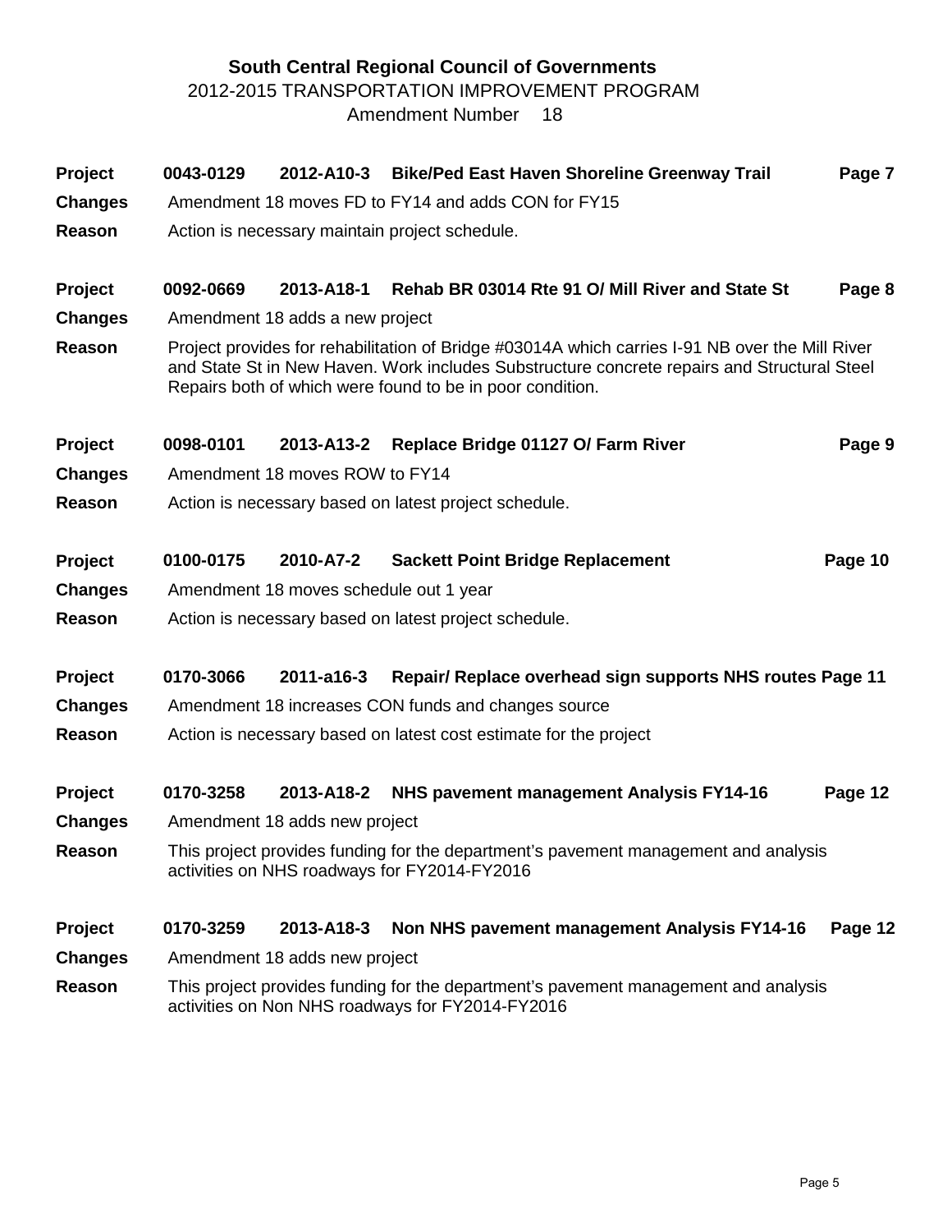**South Central Regional Council of Governments**

2012-2015 TRANSPORTATION IMPROVEMENT PROGRAM

Amendment Number 18

| | | | | |
|---|---|---|---|---|
| **Project** | **0043-0129** | **2012-A10-3** | **Bike/Ped East Haven Shoreline Greenway Trail** | **Page 7** |
| **Changes** | Amendment 18 moves FD to FY14 and adds CON for FY15 | | | |
| **Reason** | Action is necessary maintain project schedule. | | | |
| **Project** | **0092-0669** | **2013-A18-1** | **Rehab BR 03014 Rte 91 O/ Mill River and State St** | **Page 8** |
| **Changes** | Amendment 18 adds a new project | | | |
| **Reason** | Project provides for rehabilitation of Bridge #03014A which carries I-91 NB over the Mill River and State St in New Haven. Work includes Substructure concrete repairs and Structural Steel Repairs both of which were found to be in poor condition. | | | |
| **Project** | **0098-0101** | **2013-A13-2** | **Replace Bridge 01127 O/ Farm River** | **Page 9** |
| **Changes** | Amendment 18 moves ROW to FY14 | | | |
| **Reason** | Action is necessary based on latest project schedule. | | | |
| **Project** | **0100-0175** | **2010-A7-2** | **Sackett Point Bridge Replacement** | **Page 10** |
| **Changes** | Amendment 18 moves schedule out 1 year | | | |
| **Reason** | Action is necessary based on latest project schedule. | | | |
| **Project** | **0170-3066** | **2011-a16-3** | **Repair/ Replace overhead sign supports NHS routes** | **Page 11** |
| **Changes** | Amendment 18 increases CON funds and changes source | | | |
| **Reason** | Action is necessary based on latest cost estimate for the project | | | |
| **Project** | **0170-3258** | **2013-A18-2** | **NHS pavement management Analysis FY14-16** | **Page 12** |
| **Changes** | Amendment 18 adds new project | | | |
| **Reason** | This project provides funding for the department's pavement management and analysis activities on NHS roadways for FY2014-FY2016 | | | |
| **Project** | **0170-3259** | **2013-A18-3** | **Non NHS pavement management Analysis FY14-16** | **Page 12** |
| **Changes** | Amendment 18 adds new project | | | |
| **Reason** | This project provides funding for the department's pavement management and analysis activities on Non NHS roadways for FY2014-FY2016 | | | |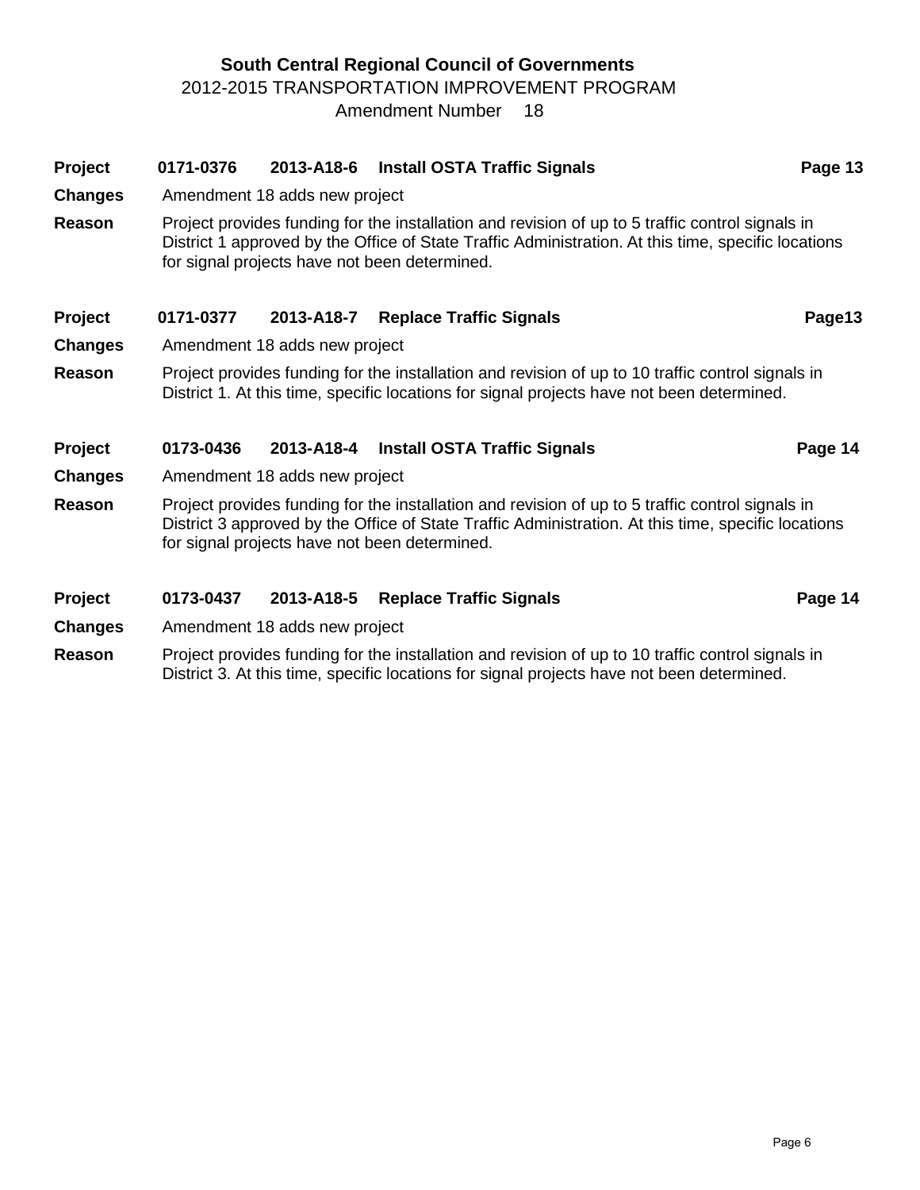# South Central Regional Council of Governments

2012-2015 TRANSPORTATION IMPROVEMENT PROGRAM

Amendment Number 18

**Project** **0171-0376** **2013-A18-6** **Install OSTA Traffic Signals** **Page 13**

**Changes** Amendment 18 adds new project

**Reason** Project provides funding for the installation and revision of up to 5 traffic control signals in District 1 approved by the Office of State Traffic Administration. At this time, specific locations for signal projects have not been determined.

**Project** **0171-0377** **2013-A18-7** **Replace Traffic Signals** **Page13**

**Changes** Amendment 18 adds new project

**Reason** Project provides funding for the installation and revision of up to 10 traffic control signals in District 1. At this time, specific locations for signal projects have not been determined.

**Project** **0173-0436** **2013-A18-4** **Install OSTA Traffic Signals** **Page 14**

**Changes** Amendment 18 adds new project

**Reason** Project provides funding for the installation and revision of up to 5 traffic control signals in District 3 approved by the Office of State Traffic Administration. At this time, specific locations for signal projects have not been determined.

**Project** **0173-0437** **2013-A18-5** **Replace Traffic Signals** **Page 14**

**Changes** Amendment 18 adds new project

**Reason** Project provides funding for the installation and revision of up to 10 traffic control signals in District 3. At this time, specific locations for signal projects have not been determined.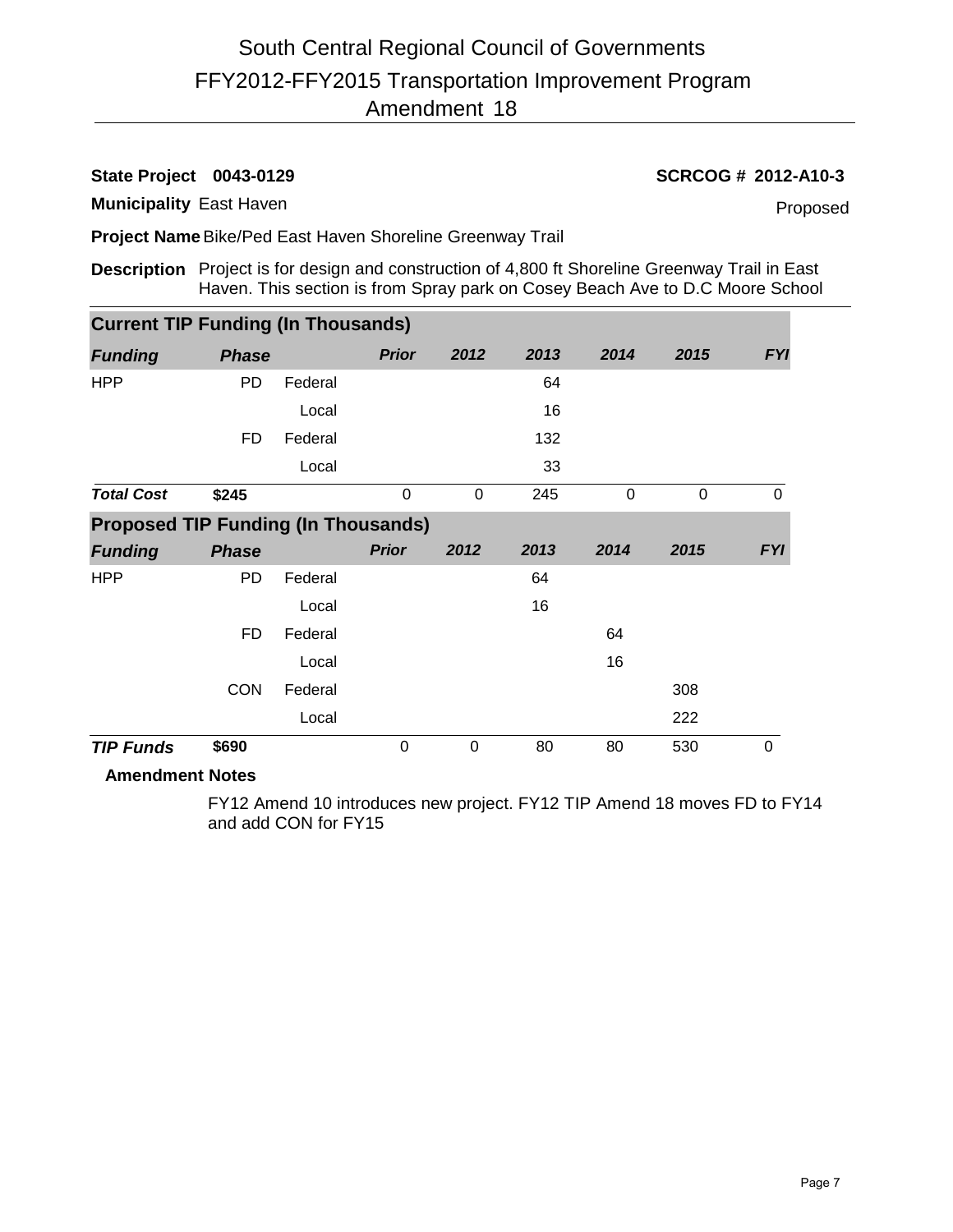# South Central Regional Council of Governments
## FFY2012-FFY2015 Transportation Improvement Program
## Amendment 18

**State Project 0043-0129** | **SCRCOG # 2012-A10-3**

**Municipality** East Haven | Proposed

**Project Name** Bike/Ped East Haven Shoreline Greenway Trail

**Description** Project is for design and construction of 4,800 ft Shoreline Greenway Trail in East Haven. This section is from Spray park on Cosey Beach Ave to D.C Moore School

### Current TIP Funding (In Thousands)

| *Funding* | *Phase* | | *Prior* | *2012* | *2013* | *2014* | *2015* | *FYI* |
|---|---|---|---|---|---|---|---|---|
| HPP | PD | Federal | | | 64 | | | |
| | | Local | | | 16 | | | |
| | FD | Federal | | | 132 | | | |
| | | Local | | | 33 | | | |
| ***Total Cost*** | **$245** | | 0 | 0 | 245 | 0 | 0 | 0 |

### Proposed TIP Funding (In Thousands)

| *Funding* | *Phase* | | *Prior* | *2012* | *2013* | *2014* | *2015* | *FYI* |
|---|---|---|---|---|---|---|---|---|
| HPP | PD | Federal | | | 64 | | | |
| | | Local | | | 16 | | | |
| | FD | Federal | | | | 64 | | |
| | | Local | | | | 16 | | |
| | CON | Federal | | | | | 308 | |
| | | Local | | | | | 222 | |
| ***TIP Funds*** | **$690** | | 0 | 0 | 80 | 80 | 530 | 0 |

**Amendment Notes**

FY12 Amend 10 introduces new project. FY12 TIP Amend 18 moves FD to FY14 and add CON for FY15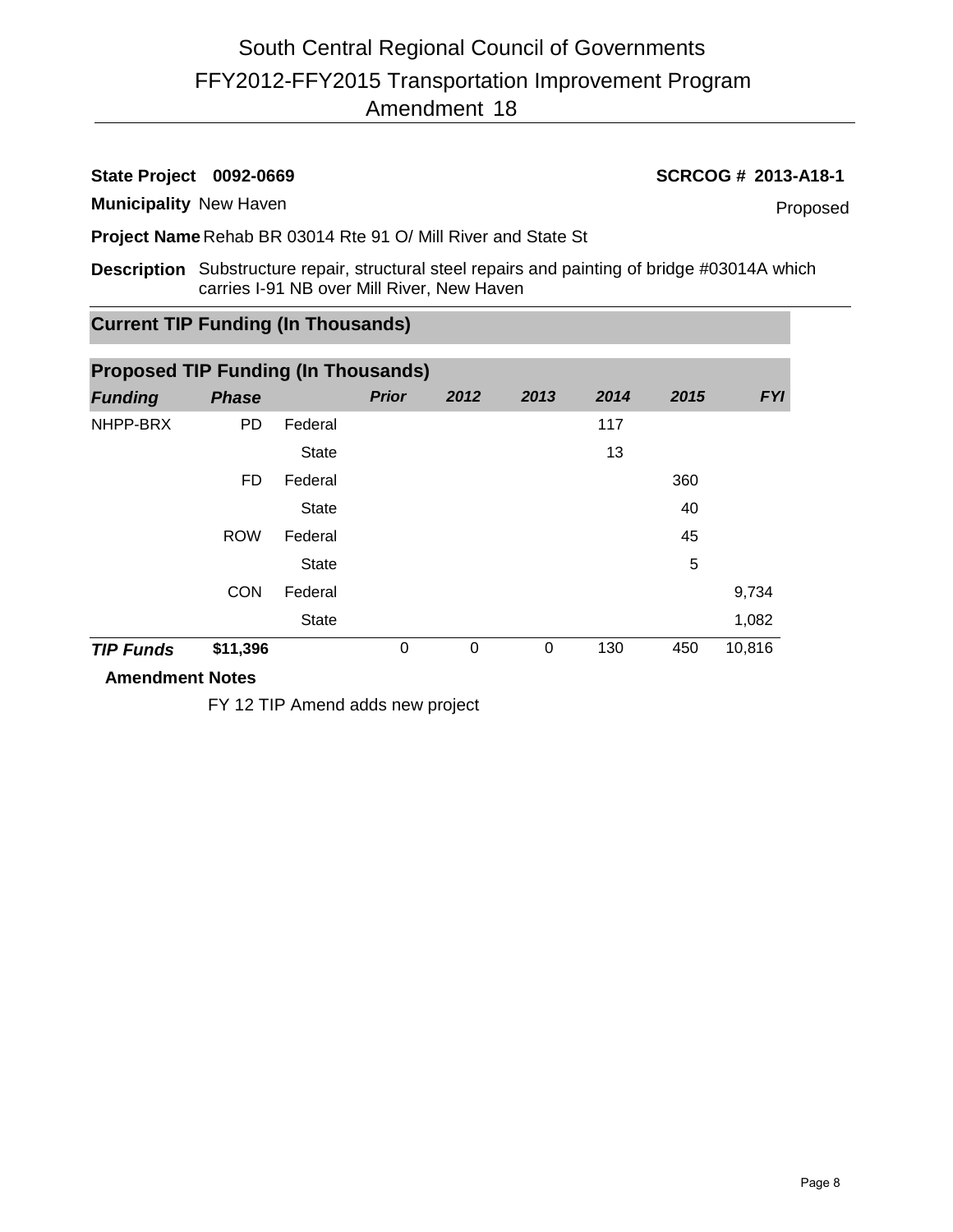# South Central Regional Council of Governments

## FFY2012-FFY2015 Transportation Improvement Program

## Amendment 18

**State Project 0092-0669** | **SCRCOG # 2013-A18-1**

**Municipality** New Haven | Proposed

**Project Name** Rehab BR 03014 Rte 91 O/ Mill River and State St

**Description** Substructure repair, structural steel repairs and painting of bridge #03014A which carries I-91 NB over Mill River, New Haven

### Current TIP Funding (In Thousands)

### Proposed TIP Funding (In Thousands)

| *Funding* | *Phase* | | *Prior* | *2012* | *2013* | *2014* | *2015* | *FYI* |
|---|---|---|---|---|---|---|---|---|
| NHPP-BRX | PD | Federal | | | | 117 | | |
| | | State | | | | 13 | | |
| | FD | Federal | | | | | 360 | |
| | | State | | | | | 40 | |
| | ROW | Federal | | | | | 45 | |
| | | State | | | | | 5 | |
| | CON | Federal | | | | | | 9,734 |
| | | State | | | | | | 1,082 |
| ***TIP Funds*** | **$11,396** | | 0 | 0 | 0 | 130 | 450 | 10,816 |

**Amendment Notes**

FY 12 TIP Amend adds new project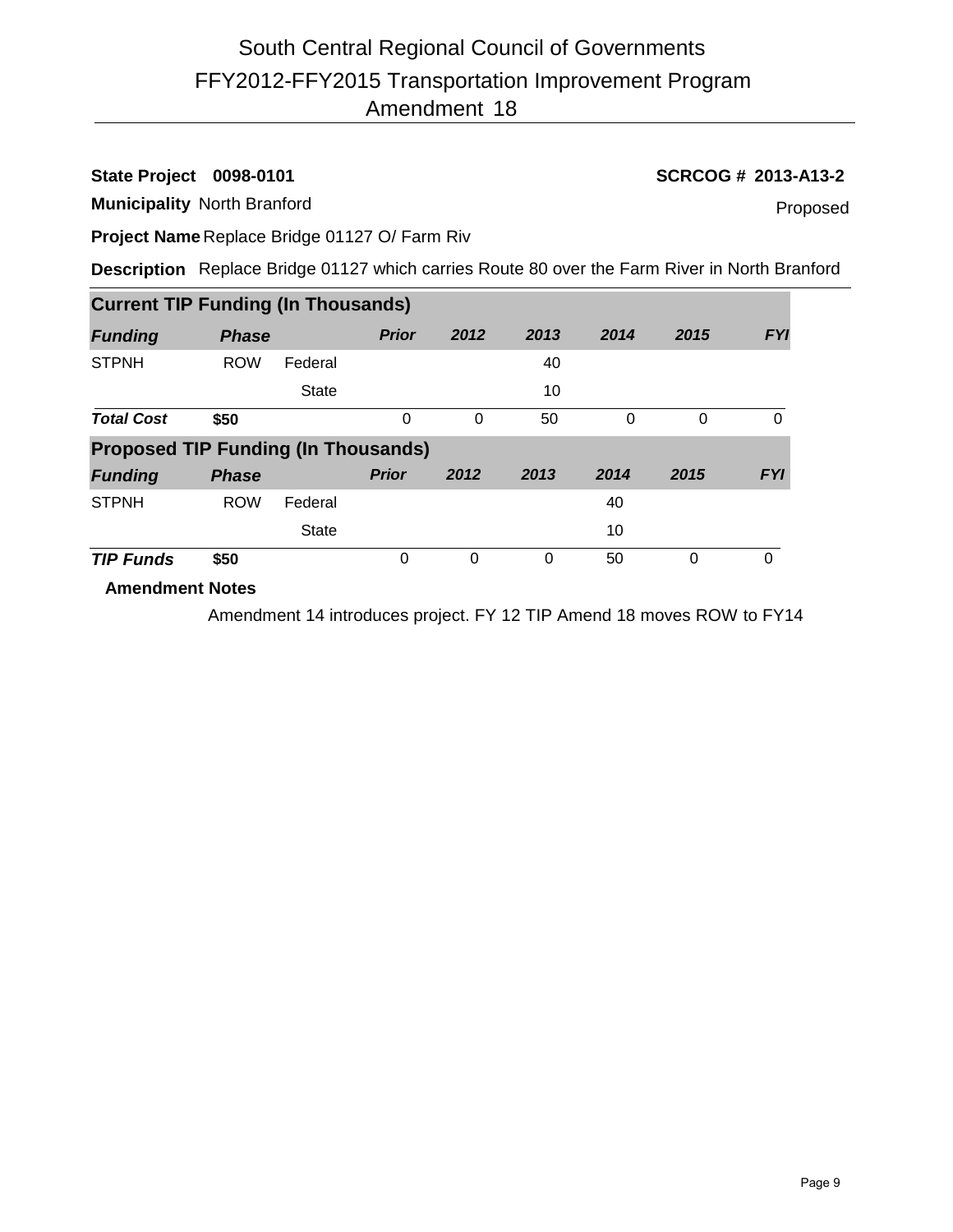# South Central Regional Council of Governments
# FFY2012-FFY2015 Transportation Improvement Program
# Amendment 18

**State Project** **0098-0101** **SCRCOG # 2013-A13-2**

**Municipality** North Branford Proposed

**Project Name** Replace Bridge 01127 O/ Farm Riv

**Description** Replace Bridge 01127 which carries Route 80 over the Farm River in North Branford

**Current TIP Funding (In Thousands)**

| *Funding* | *Phase* | | *Prior* | *2012* | *2013* | *2014* | *2015* | *FYI* |
|---|---|---|---|---|---|---|---|---|
| STPNH | ROW | Federal | | | 40 | | | |
| | | State | | | 10 | | | |
| ***Total Cost*** | **$50** | | 0 | 0 | 50 | 0 | 0 | 0 |

**Proposed TIP Funding (In Thousands)**

| *Funding* | *Phase* | | *Prior* | *2012* | *2013* | *2014* | *2015* | *FYI* |
|---|---|---|---|---|---|---|---|---|
| STPNH | ROW | Federal | | | | 40 | | |
| | | State | | | | 10 | | |
| ***TIP Funds*** | **$50** | | 0 | 0 | 0 | 50 | 0 | 0 |

**Amendment Notes**

Amendment 14 introduces project. FY 12 TIP Amend 18 moves ROW to FY14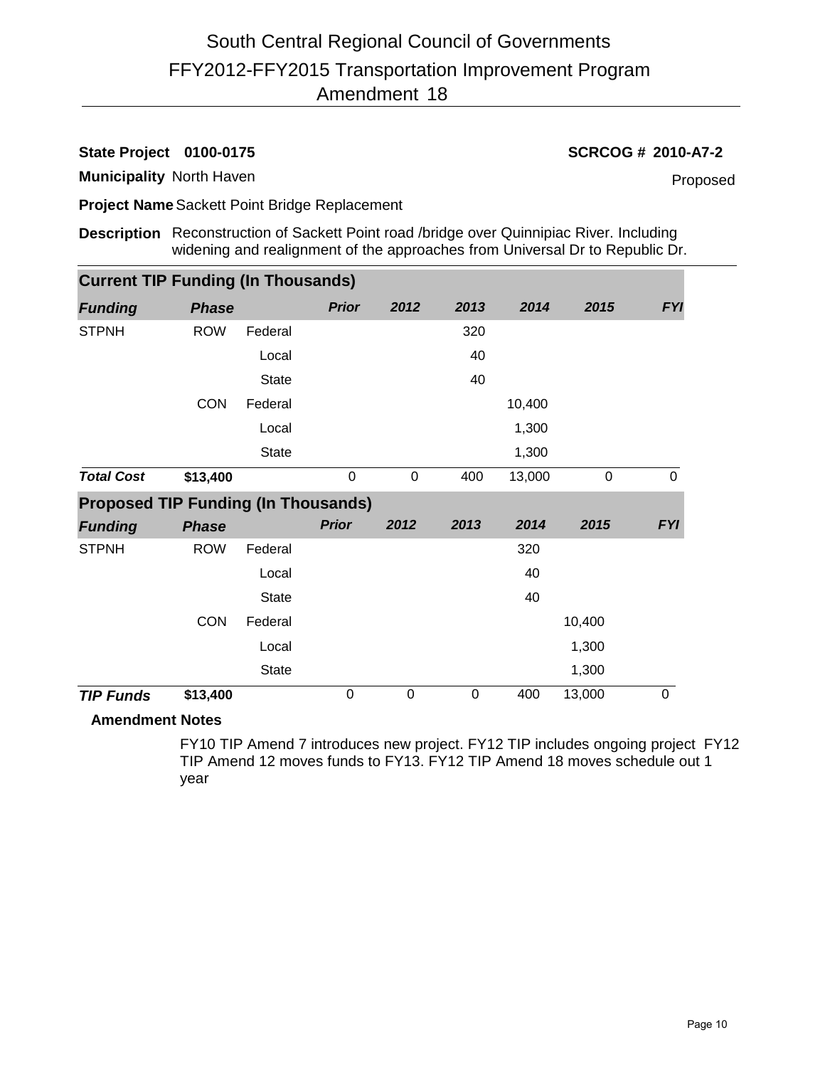# South Central Regional Council of Governments
## FFY2012-FFY2015 Transportation Improvement Program
## Amendment 18

**State Project** **0100-0175** **SCRCOG # 2010-A7-2**

**Municipality** North Haven Proposed

**Project Name** Sackett Point Bridge Replacement

**Description** Reconstruction of Sackett Point road /bridge over Quinnipiac River. Including widening and realignment of the approaches from Universal Dr to Republic Dr.

**Current TIP Funding (In Thousands)**

| *Funding* | *Phase* | | *Prior* | *2012* | *2013* | *2014* | *2015* | *FYI* |
|---|---|---|---|---|---|---|---|---|
| STPNH | ROW | Federal | | | 320 | | | |
| | | Local | | | 40 | | | |
| | | State | | | 40 | | | |
| | CON | Federal | | | | 10,400 | | |
| | | Local | | | | 1,300 | | |
| | | State | | | | 1,300 | | |
| ***Total Cost*** | **$13,400** | | 0 | 0 | 400 | 13,000 | 0 | 0 |

**Proposed TIP Funding (In Thousands)**

| *Funding* | *Phase* | | *Prior* | *2012* | *2013* | *2014* | *2015* | *FYI* |
|---|---|---|---|---|---|---|---|---|
| STPNH | ROW | Federal | | | | 320 | | |
| | | Local | | | | 40 | | |
| | | State | | | | 40 | | |
| | CON | Federal | | | | | 10,400 | |
| | | Local | | | | | 1,300 | |
| | | State | | | | | 1,300 | |
| ***TIP Funds*** | **$13,400** | | 0 | 0 | 0 | 400 | 13,000 | 0 |

**Amendment Notes**

FY10 TIP Amend 7 introduces new project. FY12 TIP includes ongoing project FY12 TIP Amend 12 moves funds to FY13. FY12 TIP Amend 18 moves schedule out 1 year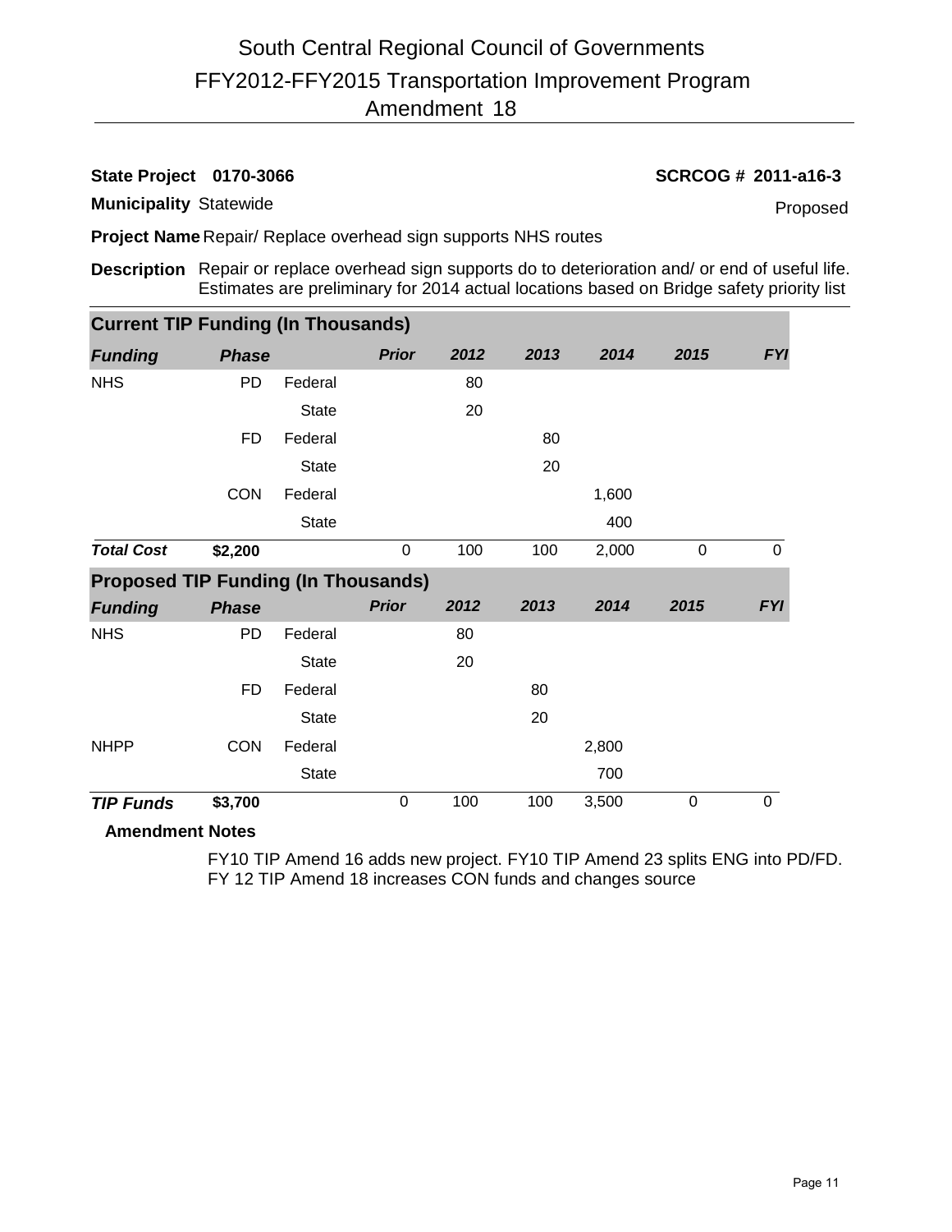# South Central Regional Council of Governments
# FFY2012-FFY2015 Transportation Improvement Program
# Amendment 18

**State Project 0170-3066** **SCRCOG # 2011-a16-3**

**Municipality** Statewide Proposed

**Project Name** Repair/ Replace overhead sign supports NHS routes

**Description** Repair or replace overhead sign supports do to deterioration and/ or end of useful life. Estimates are preliminary for 2014 actual locations based on Bridge safety priority list

**Current TIP Funding (In Thousands)**

| *Funding* | *Phase* | | *Prior* | *2012* | *2013* | *2014* | *2015* | *FYI* |
|---|---|---|---|---|---|---|---|---|
| NHS | PD | Federal | | 80 | | | | |
| | | State | | 20 | | | | |
| | FD | Federal | | | 80 | | | |
| | | State | | | 20 | | | |
| | CON | Federal | | | | 1,600 | | |
| | | State | | | | 400 | | |
| ***Total Cost*** | **$2,200** | | 0 | 100 | 100 | 2,000 | 0 | 0 |

**Proposed TIP Funding (In Thousands)**

| *Funding* | *Phase* | | *Prior* | *2012* | *2013* | *2014* | *2015* | *FYI* |
|---|---|---|---|---|---|---|---|---|
| NHS | PD | Federal | | 80 | | | | |
| | | State | | 20 | | | | |
| | FD | Federal | | | 80 | | | |
| | | State | | | 20 | | | |
| NHPP | CON | Federal | | | | 2,800 | | |
| | | State | | | | 700 | | |
| ***TIP Funds*** | **$3,700** | | 0 | 100 | 100 | 3,500 | 0 | 0 |

**Amendment Notes**

FY10 TIP Amend 16 adds new project. FY10 TIP Amend 23 splits ENG into PD/FD. FY 12 TIP Amend 18 increases CON funds and changes source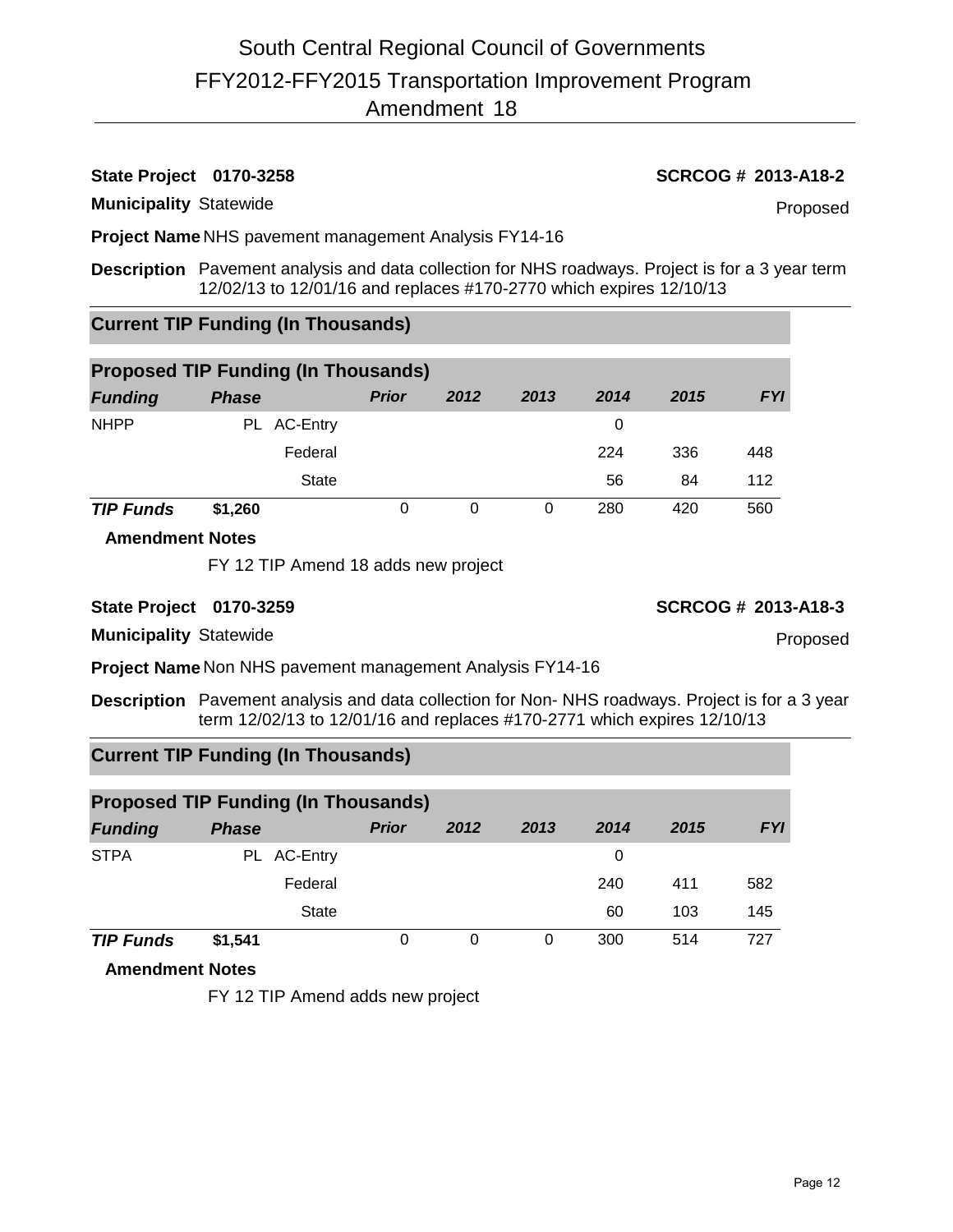# South Central Regional Council of Governments
# FFY2012-FFY2015 Transportation Improvement Program
# Amendment 18

**State Project** **0170-3258** **SCRCOG # 2013-A18-2**

**Municipality** Statewide Proposed

**Project Name** NHS pavement management Analysis FY14-16

**Description** Pavement analysis and data collection for NHS roadways. Project is for a 3 year term 12/02/13 to 12/01/16 and replaces #170-2770 which expires 12/10/13

## Current TIP Funding (In Thousands)

## Proposed TIP Funding (In Thousands)

| *Funding* | *Phase* | | *Prior* | *2012* | *2013* | *2014* | *2015* | *FYI* |
|---|---|---|---|---|---|---|---|---|
| NHPP | PL | AC-Entry | | | | 0 | | |
| | | Federal | | | | 224 | 336 | 448 |
| | | State | | | | 56 | 84 | 112 |
| ***TIP Funds*** | **$1,260** | | 0 | 0 | 0 | 280 | 420 | 560 |

**Amendment Notes**

FY 12 TIP Amend 18 adds new project

**State Project** **0170-3259** **SCRCOG # 2013-A18-3**

**Municipality** Statewide Proposed

**Project Name** Non NHS pavement management Analysis FY14-16

**Description** Pavement analysis and data collection for Non- NHS roadways. Project is for a 3 year term 12/02/13 to 12/01/16 and replaces #170-2771 which expires 12/10/13

## Current TIP Funding (In Thousands)

## Proposed TIP Funding (In Thousands)

| *Funding* | *Phase* | | *Prior* | *2012* | *2013* | *2014* | *2015* | *FYI* |
|---|---|---|---|---|---|---|---|---|
| STPA | PL | AC-Entry | | | | 0 | | |
| | | Federal | | | | 240 | 411 | 582 |
| | | State | | | | 60 | 103 | 145 |
| ***TIP Funds*** | **$1,541** | | 0 | 0 | 0 | 300 | 514 | 727 |

**Amendment Notes**

FY 12 TIP Amend adds new project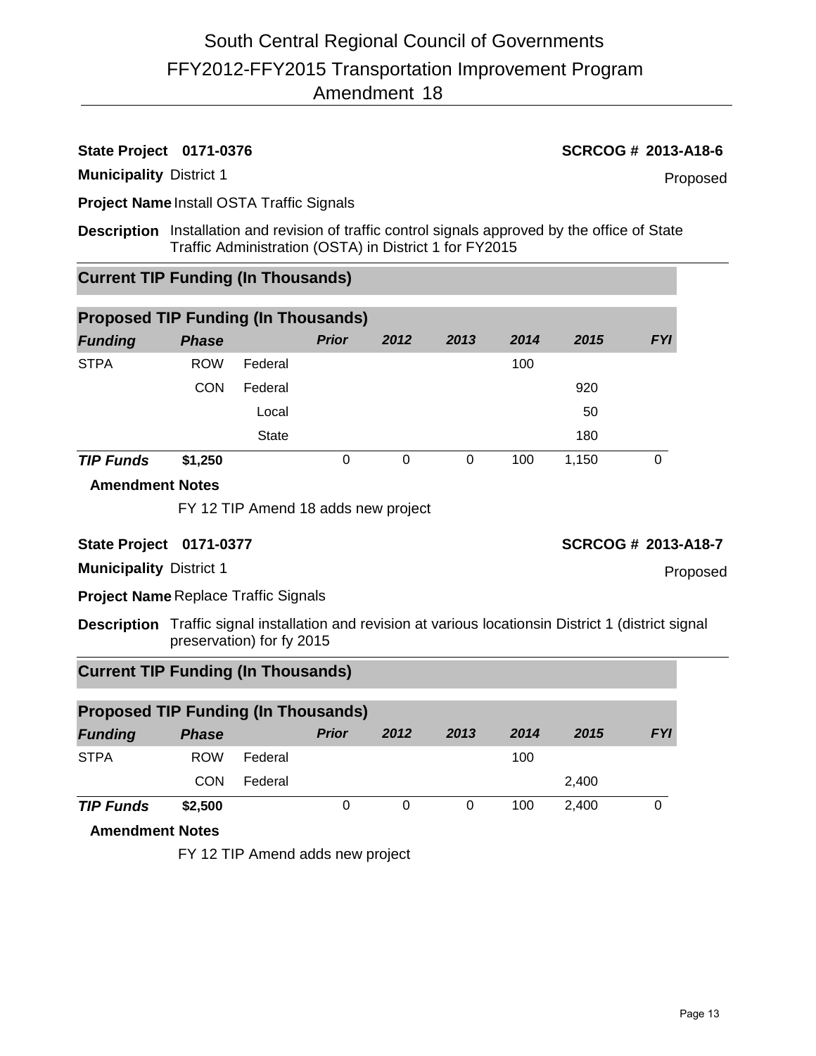# South Central Regional Council of Governments
# FFY2012-FFY2015 Transportation Improvement Program
# Amendment 18

**State Project** **0171-0376** **SCRCOG # 2013-A18-6**

**Municipality** District 1 Proposed

**Project Name** Install OSTA Traffic Signals

**Description** Installation and revision of traffic control signals approved by the office of State Traffic Administration (OSTA) in District 1 for FY2015

### Current TIP Funding (In Thousands)

### Proposed TIP Funding (In Thousands)

| *Funding* | *Phase* | | *Prior* | *2012* | *2013* | *2014* | *2015* | *FYI* |
|---|---|---|---|---|---|---|---|---|
| STPA | ROW | Federal | | | | 100 | | |
| | CON | Federal | | | | | 920 | |
| | | Local | | | | | 50 | |
| | | State | | | | | 180 | |
| ***TIP Funds*** | **$1,250** | | 0 | 0 | 0 | 100 | 1,150 | 0 |

**Amendment Notes**

FY 12 TIP Amend 18 adds new project

**State Project** **0171-0377** **SCRCOG # 2013-A18-7**

**Municipality** District 1 Proposed

**Project Name** Replace Traffic Signals

**Description** Traffic signal installation and revision at various locationsin District 1 (district signal preservation) for fy 2015

### Current TIP Funding (In Thousands)

### Proposed TIP Funding (In Thousands)

| *Funding* | *Phase* | | *Prior* | *2012* | *2013* | *2014* | *2015* | *FYI* |
|---|---|---|---|---|---|---|---|---|
| STPA | ROW | Federal | | | | 100 | | |
| | CON | Federal | | | | | 2,400 | |
| ***TIP Funds*** | **$2,500** | | 0 | 0 | 0 | 100 | 2,400 | 0 |

**Amendment Notes**

FY 12 TIP Amend adds new project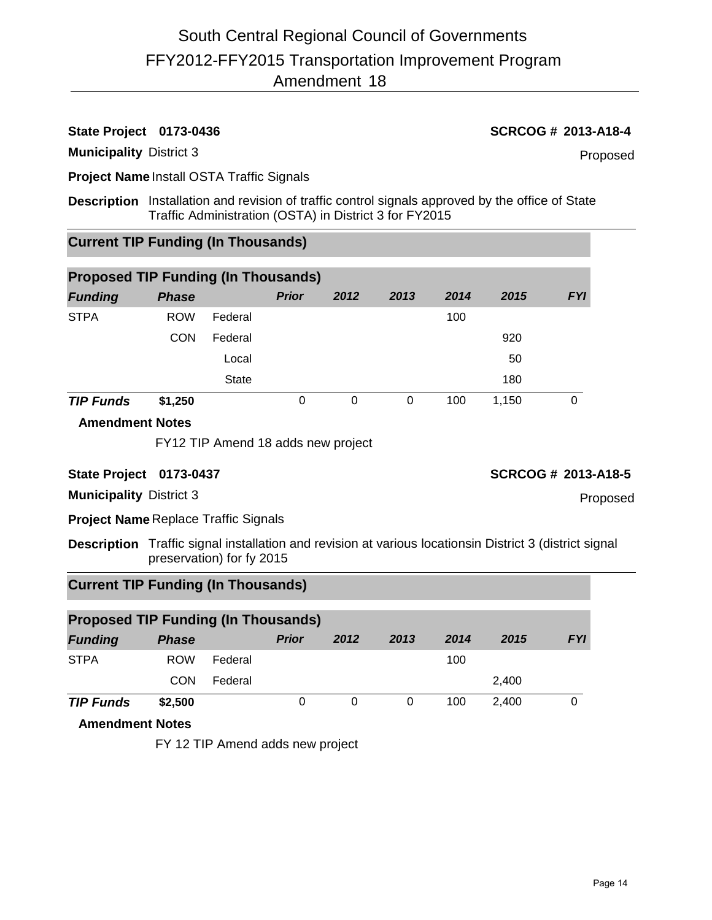# South Central Regional Council of Governments
## FFY2012-FFY2015 Transportation Improvement Program
## Amendment 18

**State Project 0173-0436** **SCRCOG # 2013-A18-4**

**Municipality** District 3 Proposed

**Project Name** Install OSTA Traffic Signals

**Description** Installation and revision of traffic control signals approved by the office of State Traffic Administration (OSTA) in District 3 for FY2015

### Current TIP Funding (In Thousands)

### Proposed TIP Funding (In Thousands)

| *Funding* | *Phase* | | *Prior* | *2012* | *2013* | *2014* | *2015* | *FYI* |
|---|---|---|---|---|---|---|---|---|
| STPA | ROW | Federal | | | | 100 | | |
| | CON | Federal | | | | | 920 | |
| | | Local | | | | | 50 | |
| | | State | | | | | 180 | |
| ***TIP Funds*** | **$1,250** | | 0 | 0 | 0 | 100 | 1,150 | 0 |

**Amendment Notes**

FY12 TIP Amend 18 adds new project

**State Project 0173-0437** **SCRCOG # 2013-A18-5**

**Municipality** District 3 Proposed

**Project Name** Replace Traffic Signals

**Description** Traffic signal installation and revision at various locationsin District 3 (district signal preservation) for fy 2015

### Current TIP Funding (In Thousands)

### Proposed TIP Funding (In Thousands)

| *Funding* | *Phase* | | *Prior* | *2012* | *2013* | *2014* | *2015* | *FYI* |
|---|---|---|---|---|---|---|---|---|
| STPA | ROW | Federal | | | | 100 | | |
| | CON | Federal | | | | | 2,400 | |
| ***TIP Funds*** | **$2,500** | | 0 | 0 | 0 | 100 | 2,400 | 0 |

**Amendment Notes**

FY 12 TIP Amend adds new project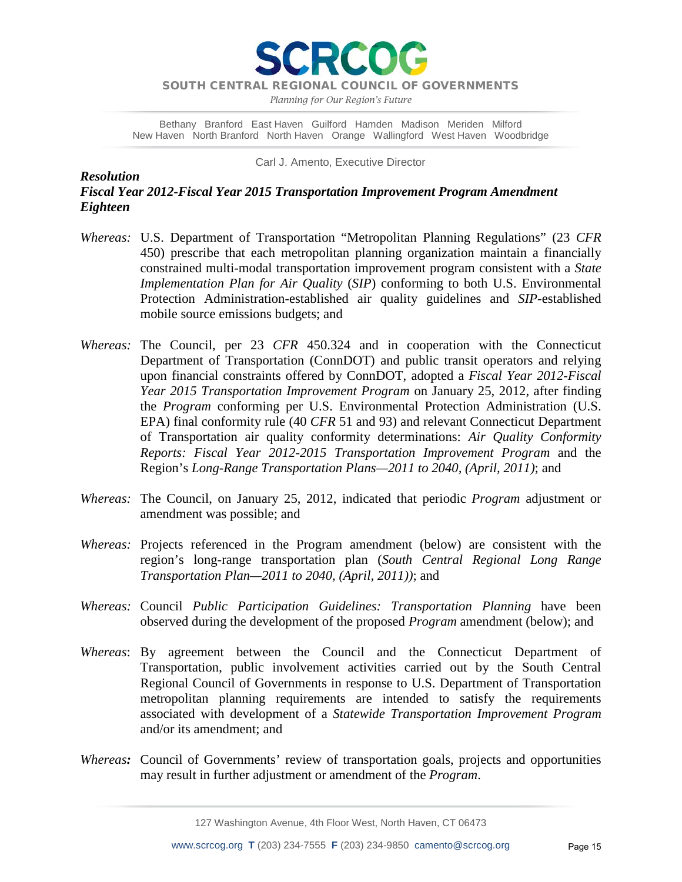# SCRCOG

**SOUTH CENTRAL REGIONAL COUNCIL OF GOVERNMENTS**

*Planning for Our Region's Future*

Bethany Branford East Haven Guilford Hamden Madison Meriden Milford
New Haven North Branford North Haven Orange Wallingford West Haven Woodbridge

Carl J. Amento, Executive Director

***Resolution***
***Fiscal Year 2012-Fiscal Year 2015 Transportation Improvement Program Amendment Eighteen***

*Whereas:* U.S. Department of Transportation "Metropolitan Planning Regulations" (23 *CFR* 450) prescribe that each metropolitan planning organization maintain a financially constrained multi-modal transportation improvement program consistent with a *State Implementation Plan for Air Quality* (*SIP*) conforming to both U.S. Environmental Protection Administration-established air quality guidelines and *SIP*-established mobile source emissions budgets; and

*Whereas:* The Council, per 23 *CFR* 450.324 and in cooperation with the Connecticut Department of Transportation (ConnDOT) and public transit operators and relying upon financial constraints offered by ConnDOT, adopted a *Fiscal Year 2012-Fiscal Year 2015 Transportation Improvement Program* on January 25, 2012, after finding the *Program* conforming per U.S. Environmental Protection Administration (U.S. EPA) final conformity rule (40 *CFR* 51 and 93) and relevant Connecticut Department of Transportation air quality conformity determinations: *Air Quality Conformity Reports: Fiscal Year 2012-2015 Transportation Improvement Program* and the Region's *Long-Range Transportation Plans—2011 to 2040, (April, 2011)*; and

*Whereas:* The Council, on January 25, 2012, indicated that periodic *Program* adjustment or amendment was possible; and

*Whereas:* Projects referenced in the Program amendment (below) are consistent with the region's long-range transportation plan (*South Central Regional Long Range Transportation Plan—2011 to 2040, (April, 2011))*; and

*Whereas:* Council *Public Participation Guidelines: Transportation Planning* have been observed during the development of the proposed *Program* amendment (below); and

*Whereas*: By agreement between the Council and the Connecticut Department of Transportation, public involvement activities carried out by the South Central Regional Council of Governments in response to U.S. Department of Transportation metropolitan planning requirements are intended to satisfy the requirements associated with development of a *Statewide Transportation Improvement Program* and/or its amendment; and

*Whereas:* Council of Governments' review of transportation goals, projects and opportunities may result in further adjustment or amendment of the *Program*.

127 Washington Avenue, 4th Floor West, North Haven, CT 06473

www.scrcog.org **T** (203) 234-7555 **F** (203) 234-9850 camento@scrcog.org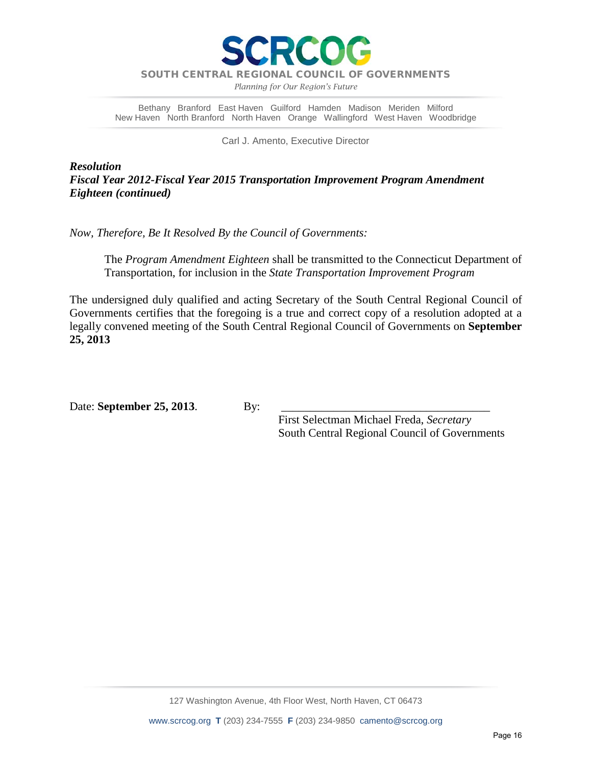***Resolution***
***Fiscal Year 2012-Fiscal Year 2015 Transportation Improvement Program Amendment Eighteen (continued)***

*Now, Therefore, Be It Resolved By the Council of Governments:*

> The *Program Amendment Eighteen* shall be transmitted to the Connecticut Department of Transportation, for inclusion in the *State Transportation Improvement Program*

The undersigned duly qualified and acting Secretary of the South Central Regional Council of Governments certifies that the foregoing is a true and correct copy of a resolution adopted at a legally convened meeting of the South Central Regional Council of Governments on **September 25, 2013**

Date: **September 25, 2013**.

By: ____________________________________

First Selectman Michael Freda, *Secretary*
South Central Regional Council of Governments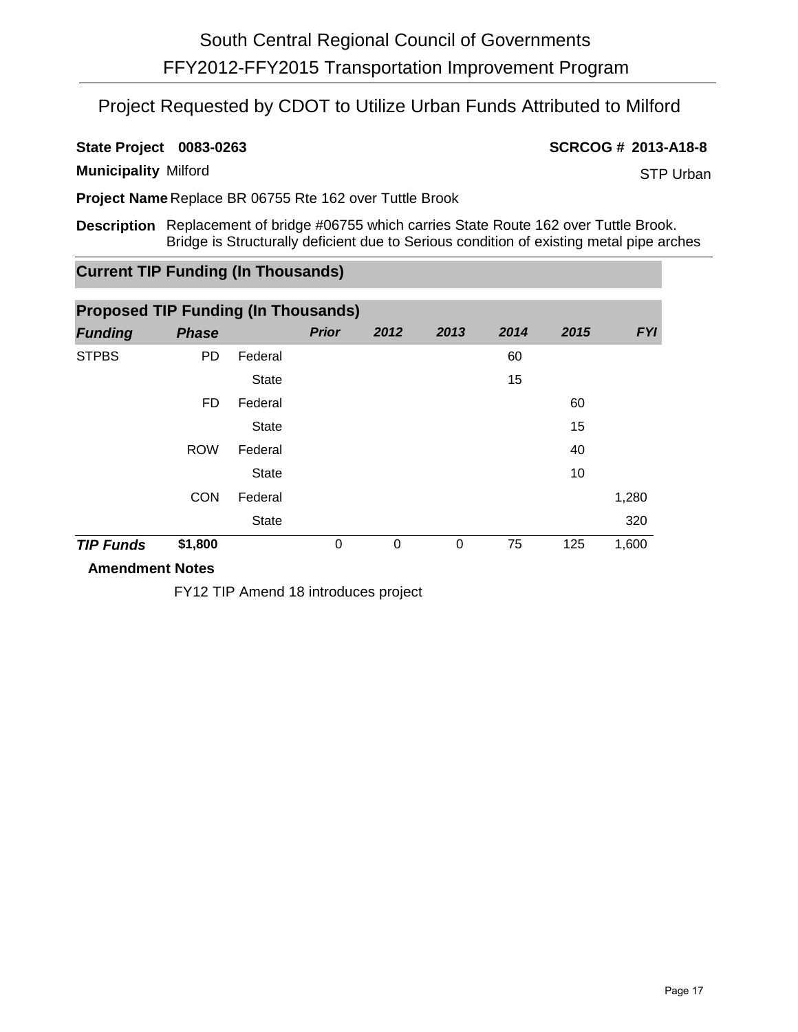# South Central Regional Council of Governments

## FFY2012-FFY2015 Transportation Improvement Program

## Project Requested by CDOT to Utilize Urban Funds Attributed to Milford

**State Project** 0083-0263

**SCRCOG #** 2013-A18-8

**Municipality** Milford

STP Urban

**Project Name** Replace BR 06755 Rte 162 over Tuttle Brook

**Description** Replacement of bridge #06755 which carries State Route 162 over Tuttle Brook. Bridge is Structurally deficient due to Serious condition of existing metal pipe arches

### Current TIP Funding (In Thousands)

### Proposed TIP Funding (In Thousands)

| *Funding* | *Phase* | | *Prior* | *2012* | *2013* | *2014* | *2015* | *FYI* |
|---|---|---|---|---|---|---|---|---|
| STPBS | PD | Federal | | | | 60 | | |
| | | State | | | | 15 | | |
| | FD | Federal | | | | | 60 | |
| | | State | | | | | 15 | |
| | ROW | Federal | | | | | 40 | |
| | | State | | | | | 10 | |
| | CON | Federal | | | | | | 1,280 |
| | | State | | | | | | 320 |
| ***TIP Funds*** | **$1,800** | | 0 | 0 | 0 | 75 | 125 | 1,600 |

**Amendment Notes**

FY12 TIP Amend 18 introduces project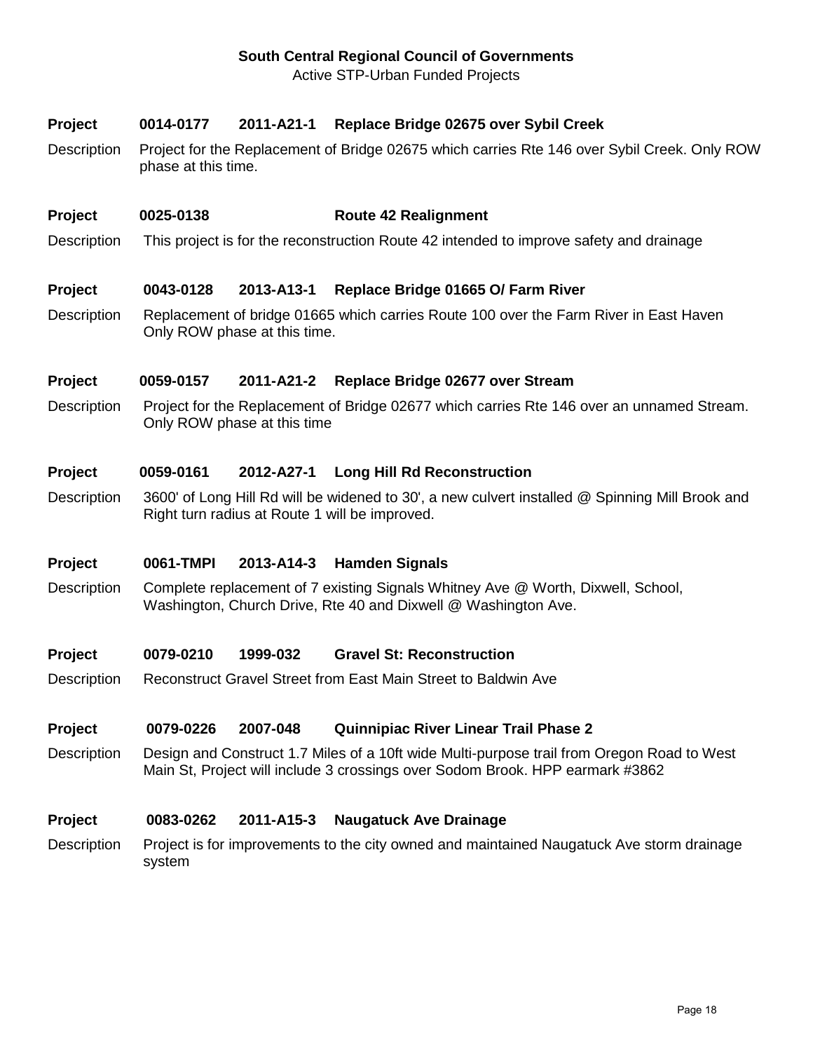**South Central Regional Council of Governments**

Active STP-Urban Funded Projects

**Project** **0014-0177** **2011-A21-1** **Replace Bridge 02675 over Sybil Creek**

Description: Project for the Replacement of Bridge 02675 which carries Rte 146 over Sybil Creek. Only ROW phase at this time.

**Project** **0025-0138** **Route 42 Realignment**

Description: This project is for the reconstruction Route 42 intended to improve safety and drainage

**Project** **0043-0128** **2013-A13-1** **Replace Bridge 01665 O/ Farm River**

Description: Replacement of bridge 01665 which carries Route 100 over the Farm River in East Haven Only ROW phase at this time.

**Project** **0059-0157** **2011-A21-2** **Replace Bridge 02677 over Stream**

Description: Project for the Replacement of Bridge 02677 which carries Rte 146 over an unnamed Stream. Only ROW phase at this time

**Project** **0059-0161** **2012-A27-1** **Long Hill Rd Reconstruction**

Description: 3600' of Long Hill Rd will be widened to 30', a new culvert installed @ Spinning Mill Brook and Right turn radius at Route 1 will be improved.

**Project** **0061-TMPI** **2013-A14-3** **Hamden Signals**

Description: Complete replacement of 7 existing Signals Whitney Ave @ Worth, Dixwell, School, Washington, Church Drive, Rte 40 and Dixwell @ Washington Ave.

**Project** **0079-0210** **1999-032** **Gravel St: Reconstruction**

Description: Reconstruct Gravel Street from East Main Street to Baldwin Ave

**Project** **0079-0226** **2007-048** **Quinnipiac River Linear Trail Phase 2**

Description: Design and Construct 1.7 Miles of a 10ft wide Multi-purpose trail from Oregon Road to West Main St, Project will include 3 crossings over Sodom Brook. HPP earmark #3862

**Project** **0083-0262** **2011-A15-3** **Naugatuck Ave Drainage**

Description: Project is for improvements to the city owned and maintained Naugatuck Ave storm drainage system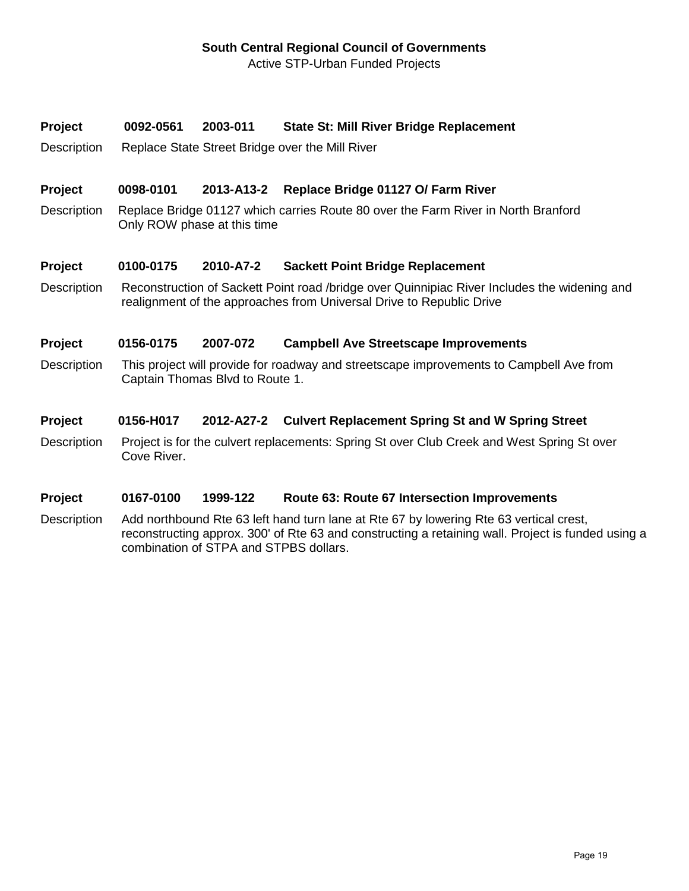**South Central Regional Council of Governments**

Active STP-Urban Funded Projects

**Project** **0092-0561** **2003-011** **State St: Mill River Bridge Replacement**

Description Replace State Street Bridge over the Mill River

**Project** **0098-0101** **2013-A13-2** **Replace Bridge 01127 O/ Farm River**

Description Replace Bridge 01127 which carries Route 80 over the Farm River in North Branford
Only ROW phase at this time

**Project** **0100-0175** **2010-A7-2** **Sackett Point Bridge Replacement**

Description Reconstruction of Sackett Point road /bridge over Quinnipiac River Includes the widening and realignment of the approaches from Universal Drive to Republic Drive

**Project** **0156-0175** **2007-072** **Campbell Ave Streetscape Improvements**

Description This project will provide for roadway and streetscape improvements to Campbell Ave from Captain Thomas Blvd to Route 1.

**Project** **0156-H017** **2012-A27-2** **Culvert Replacement Spring St and W Spring Street**

Description Project is for the culvert replacements: Spring St over Club Creek and West Spring St over Cove River.

**Project** **0167-0100** **1999-122** **Route 63: Route 67 Intersection Improvements**

Description Add northbound Rte 63 left hand turn lane at Rte 67 by lowering Rte 63 vertical crest, reconstructing approx. 300' of Rte 63 and constructing a retaining wall. Project is funded using a combination of STPA and STPBS dollars.